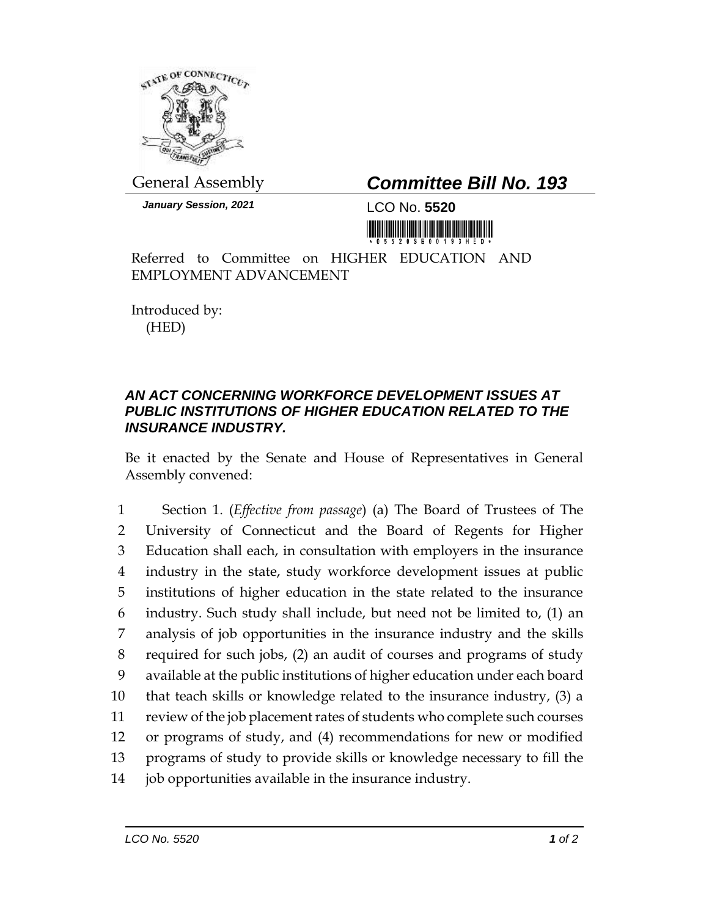General Assembly

# *Committee Bill No. 193*

***January Session, 2021***

LCO No. **5520**

Referred to Committee on HIGHER EDUCATION AND EMPLOYMENT ADVANCEMENT

Introduced by:
(HED)

## *AN ACT CONCERNING WORKFORCE DEVELOPMENT ISSUES AT PUBLIC INSTITUTIONS OF HIGHER EDUCATION RELATED TO THE INSURANCE INDUSTRY.*

Be it enacted by the Senate and House of Representatives in General Assembly convened:

1 Section 1. (*Effective from passage*) (a) The Board of Trustees of The
2 University of Connecticut and the Board of Regents for Higher
3 Education shall each, in consultation with employers in the insurance
4 industry in the state, study workforce development issues at public
5 institutions of higher education in the state related to the insurance
6 industry. Such study shall include, but need not be limited to, (1) an
7 analysis of job opportunities in the insurance industry and the skills
8 required for such jobs, (2) an audit of courses and programs of study
9 available at the public institutions of higher education under each board
10 that teach skills or knowledge related to the insurance industry, (3) a
11 review of the job placement rates of students who complete such courses
12 or programs of study, and (4) recommendations for new or modified
13 programs of study to provide skills or knowledge necessary to fill the
14 job opportunities available in the insurance industry.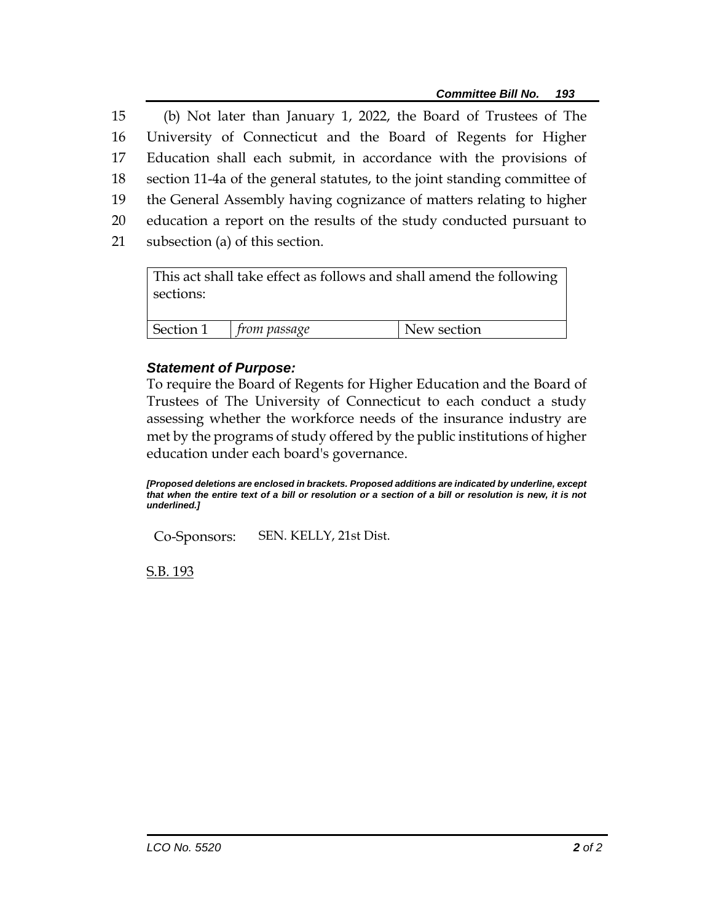15 (b) Not later than January 1, 2022, the Board of Trustees of The
16 University of Connecticut and the Board of Regents for Higher
17 Education shall each submit, in accordance with the provisions of
18 section 11-4a of the general statutes, to the joint standing committee of
19 the General Assembly having cognizance of matters relating to higher
20 education a report on the results of the study conducted pursuant to
21 subsection (a) of this section.

| This act shall take effect as follows and shall amend the following sections: | | |
|---|---|---|
| Section 1 | *from passage* | New section |

### *Statement of Purpose:*

To require the Board of Regents for Higher Education and the Board of Trustees of The University of Connecticut to each conduct a study assessing whether the workforce needs of the insurance industry are met by the programs of study offered by the public institutions of higher education under each board's governance.

***[Proposed deletions are enclosed in brackets. Proposed additions are indicated by underline, except that when the entire text of a bill or resolution or a section of a bill or resolution is new, it is not underlined.]***

Co-Sponsors: SEN. KELLY, 21st Dist.

S.B. 193